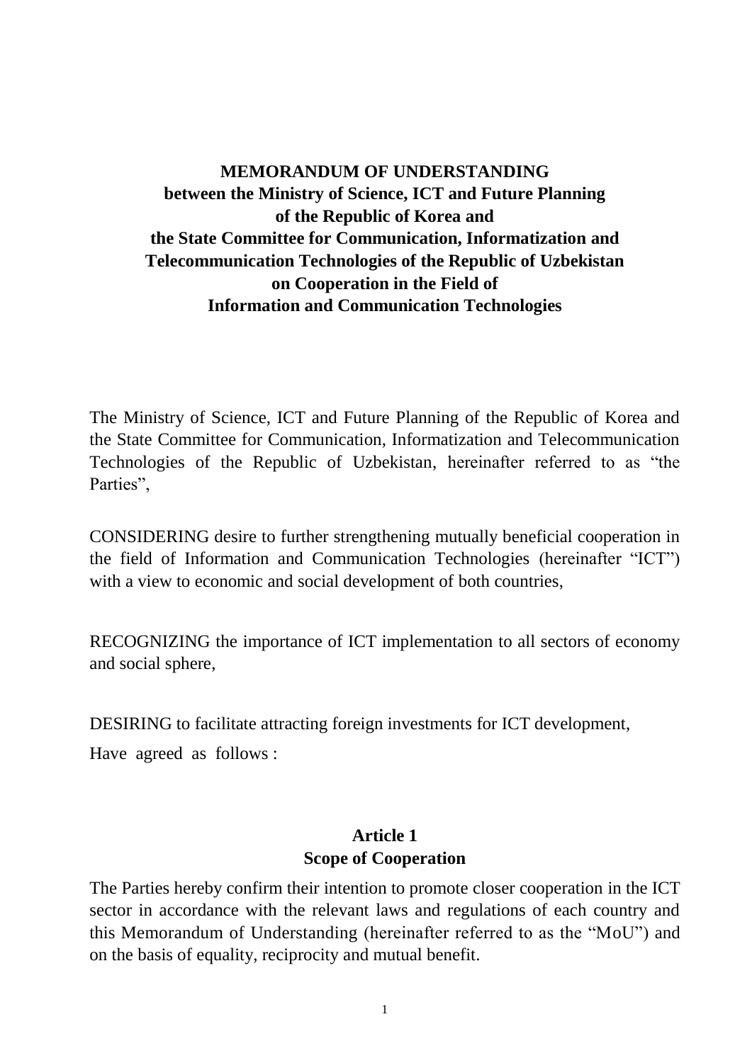# MEMORANDUM OF UNDERSTANDING
**between the Ministry of Science, ICT and Future Planning of the Republic of Korea and the State Committee for Communication, Informatization and Telecommunication Technologies of the Republic of Uzbekistan on Cooperation in the Field of Information and Communication Technologies**

The Ministry of Science, ICT and Future Planning of the Republic of Korea and the State Committee for Communication, Informatization and Telecommunication Technologies of the Republic of Uzbekistan, hereinafter referred to as "the Parties",

CONSIDERING desire to further strengthening mutually beneficial cooperation in the field of Information and Communication Technologies (hereinafter "ICT") with a view to economic and social development of both countries,

RECOGNIZING the importance of ICT implementation to all sectors of economy and social sphere,

DESIRING to facilitate attracting foreign investments for ICT development,

Have agreed as follows :

## Article 1
## Scope of Cooperation

The Parties hereby confirm their intention to promote closer cooperation in the ICT sector in accordance with the relevant laws and regulations of each country and this Memorandum of Understanding (hereinafter referred to as the "MoU") and on the basis of equality, reciprocity and mutual benefit.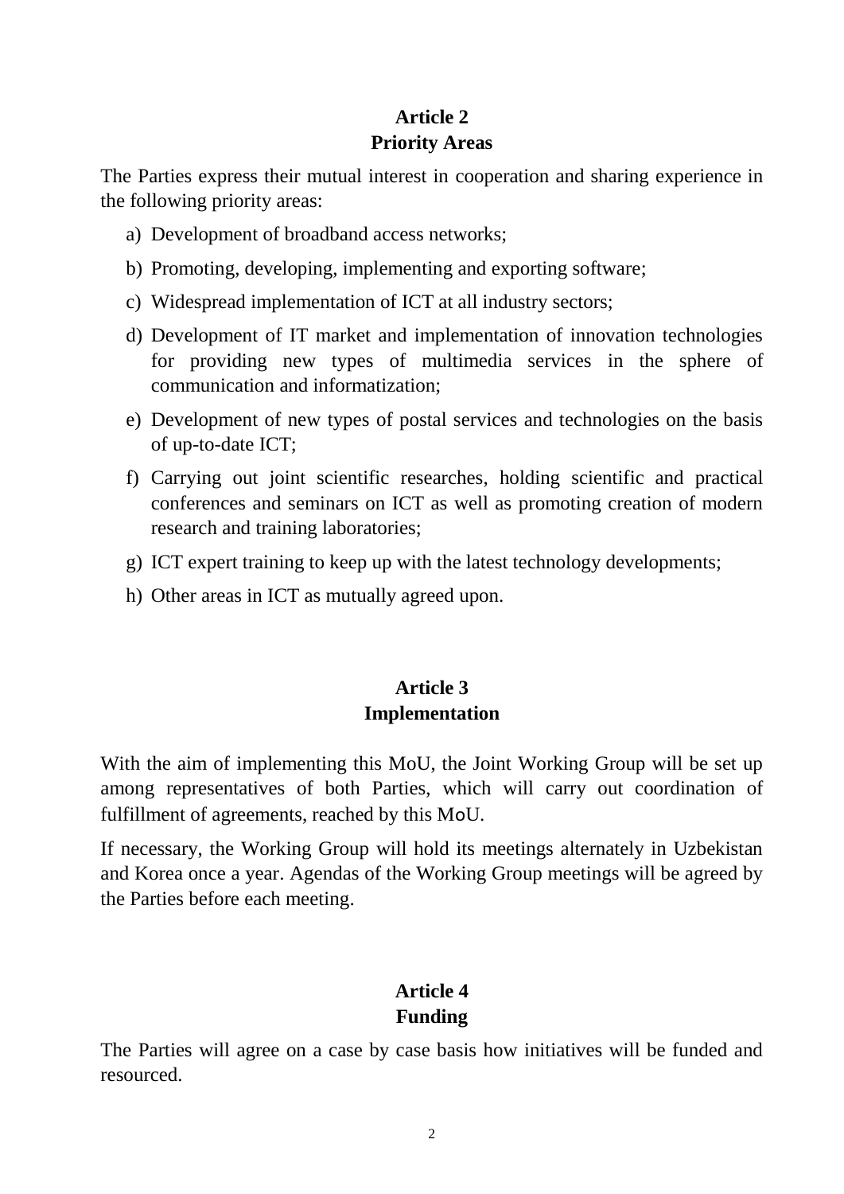## Article 2
## Priority Areas

The Parties express their mutual interest in cooperation and sharing experience in the following priority areas:

a) Development of broadband access networks;

b) Promoting, developing, implementing and exporting software;

c) Widespread implementation of ICT at all industry sectors;

d) Development of IT market and implementation of innovation technologies for providing new types of multimedia services in the sphere of communication and informatization;

e) Development of new types of postal services and technologies on the basis of up-to-date ICT;

f) Carrying out joint scientific researches, holding scientific and practical conferences and seminars on ICT as well as promoting creation of modern research and training laboratories;

g) ICT expert training to keep up with the latest technology developments;

h) Other areas in ICT as mutually agreed upon.

## Article 3
## Implementation

With the aim of implementing this MoU, the Joint Working Group will be set up among representatives of both Parties, which will carry out coordination of fulfillment of agreements, reached by this MoU.

If necessary, the Working Group will hold its meetings alternately in Uzbekistan and Korea once a year. Agendas of the Working Group meetings will be agreed by the Parties before each meeting.

## Article 4
## Funding

The Parties will agree on a case by case basis how initiatives will be funded and resourced.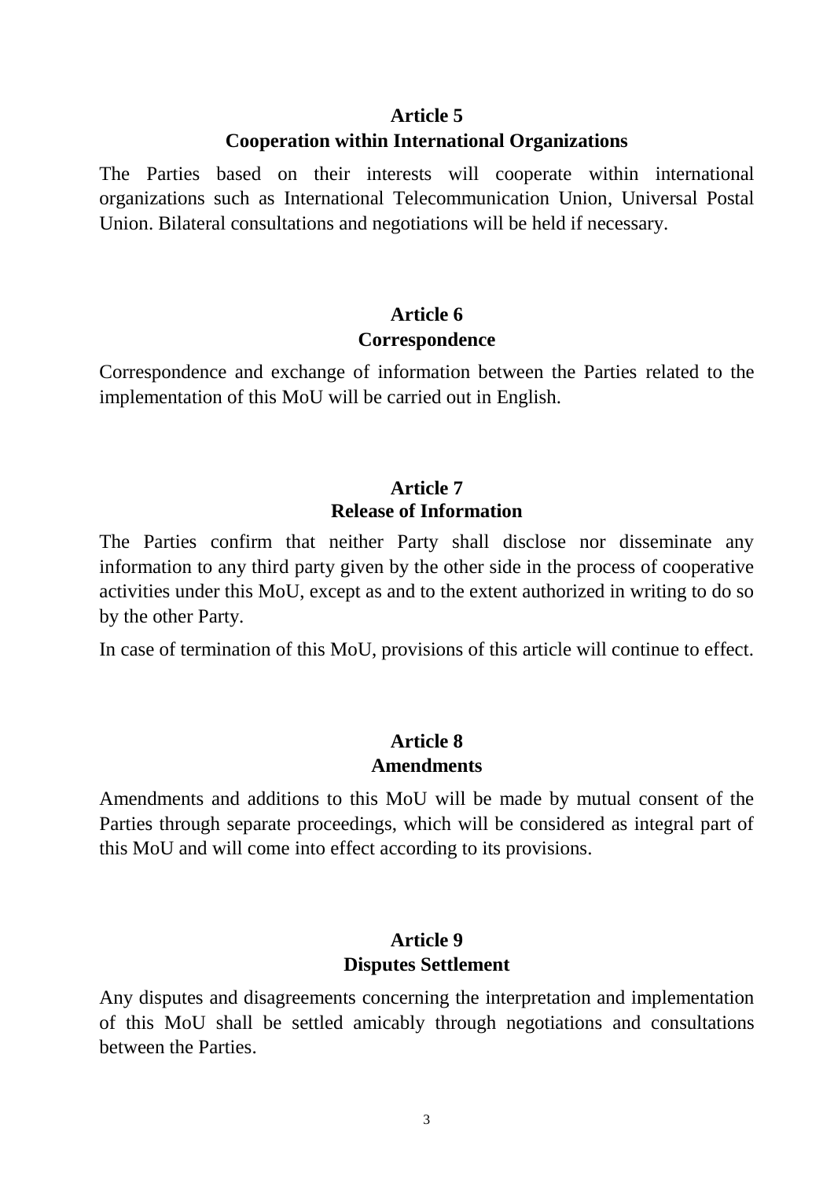## Article 5
## Cooperation within International Organizations

The Parties based on their interests will cooperate within international organizations such as International Telecommunication Union, Universal Postal Union. Bilateral consultations and negotiations will be held if necessary.

## Article 6
## Correspondence

Correspondence and exchange of information between the Parties related to the implementation of this MoU will be carried out in English.

## Article 7
## Release of Information

The Parties confirm that neither Party shall disclose nor disseminate any information to any third party given by the other side in the process of cooperative activities under this MoU, except as and to the extent authorized in writing to do so by the other Party.

In case of termination of this MoU, provisions of this article will continue to effect.

## Article 8
## Amendments

Amendments and additions to this MoU will be made by mutual consent of the Parties through separate proceedings, which will be considered as integral part of this MoU and will come into effect according to its provisions.

## Article 9
## Disputes Settlement

Any disputes and disagreements concerning the interpretation and implementation of this MoU shall be settled amicably through negotiations and consultations between the Parties.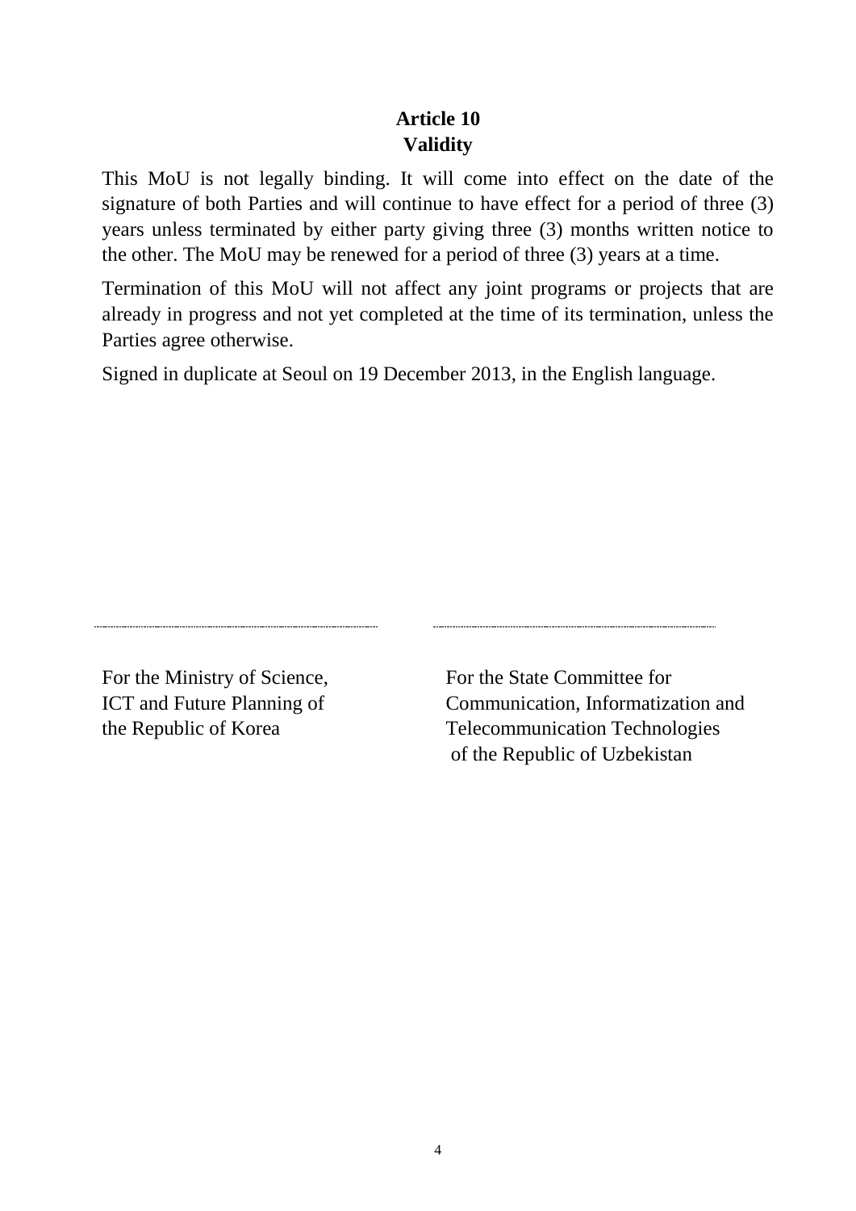## Article 10
## Validity

This MoU is not legally binding. It will come into effect on the date of the signature of both Parties and will continue to have effect for a period of three (3) years unless terminated by either party giving three (3) months written notice to the other. The MoU may be renewed for a period of three (3) years at a time.

Termination of this MoU will not affect any joint programs or projects that are already in progress and not yet completed at the time of its termination, unless the Parties agree otherwise.

Signed in duplicate at Seoul on 19 December 2013, in the English language.

| | |
|---|---|
| ............................................ | ............................................ |
| For the Ministry of Science, ICT and Future Planning of the Republic of Korea | For the State Committee for Communication, Informatization and Telecommunication Technologies of the Republic of Uzbekistan |